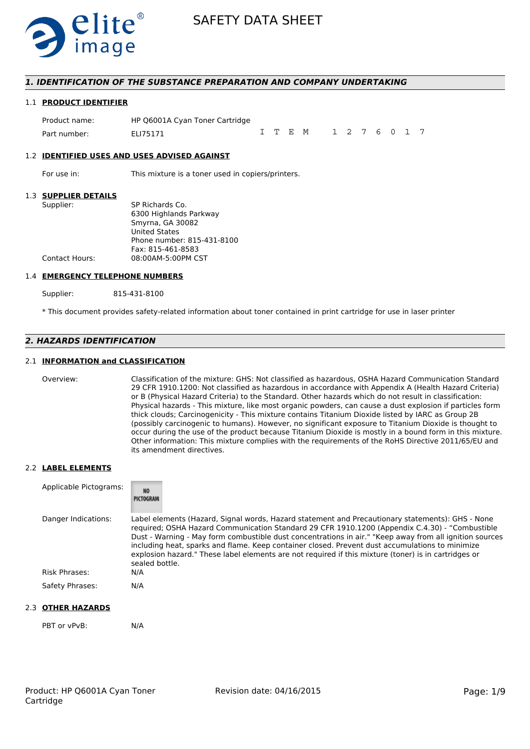# SAFETY DATA SHEET

## 1. IDENTIFICATION OF THE SUBSTANCE PREPARATION AND COMPANY UNDERTAKING

### 1.1 PRODUCT IDENTIFIER

Product name: HP Q6001A Cyan Toner Cartridge

Part number: ELI75171 I T E M 1 2 7 6 0 1 7

### 1.2 IDENTIFIED USES AND USES ADVISED AGAINST

For use in: This mixture is a toner used in copiers/printers.

### 1.3 SUPPLIER DETAILS

Supplier: SP Richards Co.
6300 Highlands Parkway
Smyrna, GA 30082
United States
Phone number: 815-431-8100
Fax: 815-461-8583

Contact Hours: 08:00AM-5:00PM CST

### 1.4 EMERGENCY TELEPHONE NUMBERS

Supplier: 815-431-8100

* This document provides safety-related information about toner contained in print cartridge for use in laser printer

## 2. HAZARDS IDENTIFICATION

### 2.1 INFORMATION and CLASSIFICATION

Overview: Classification of the mixture: GHS: Not classified as hazardous, OSHA Hazard Communication Standard 29 CFR 1910.1200: Not classified as hazardous in accordance with Appendix A (Health Hazard Criteria) or B (Physical Hazard Criteria) to the Standard. Other hazards which do not result in classification: Physical hazards - This mixture, like most organic powders, can cause a dust explosion if particles form thick clouds; Carcinogenicity - This mixture contains Titanium Dioxide listed by IARC as Group 2B (possibly carcinogenic to humans). However, no significant exposure to Titanium Dioxide is thought to occur during the use of the product because Titanium Dioxide is mostly in a bound form in this mixture. Other information: This mixture complies with the requirements of the RoHS Directive 2011/65/EU and its amendment directives.

### 2.2 LABEL ELEMENTS

Applicable Pictograms: NO PICTOGRAM

Danger Indications: Label elements (Hazard, Signal words, Hazard statement and Precautionary statements): GHS - None required; OSHA Hazard Communication Standard 29 CFR 1910.1200 (Appendix C.4.30) - "Combustible Dust - Warning - May form combustible dust concentrations in air." "Keep away from all ignition sources including heat, sparks and flame. Keep container closed. Prevent dust accumulations to minimize explosion hazard." These label elements are not required if this mixture (toner) is in cartridges or sealed bottle.

Risk Phrases: N/A

Safety Phrases: N/A

### 2.3 OTHER HAZARDS

PBT or vPvB: N/A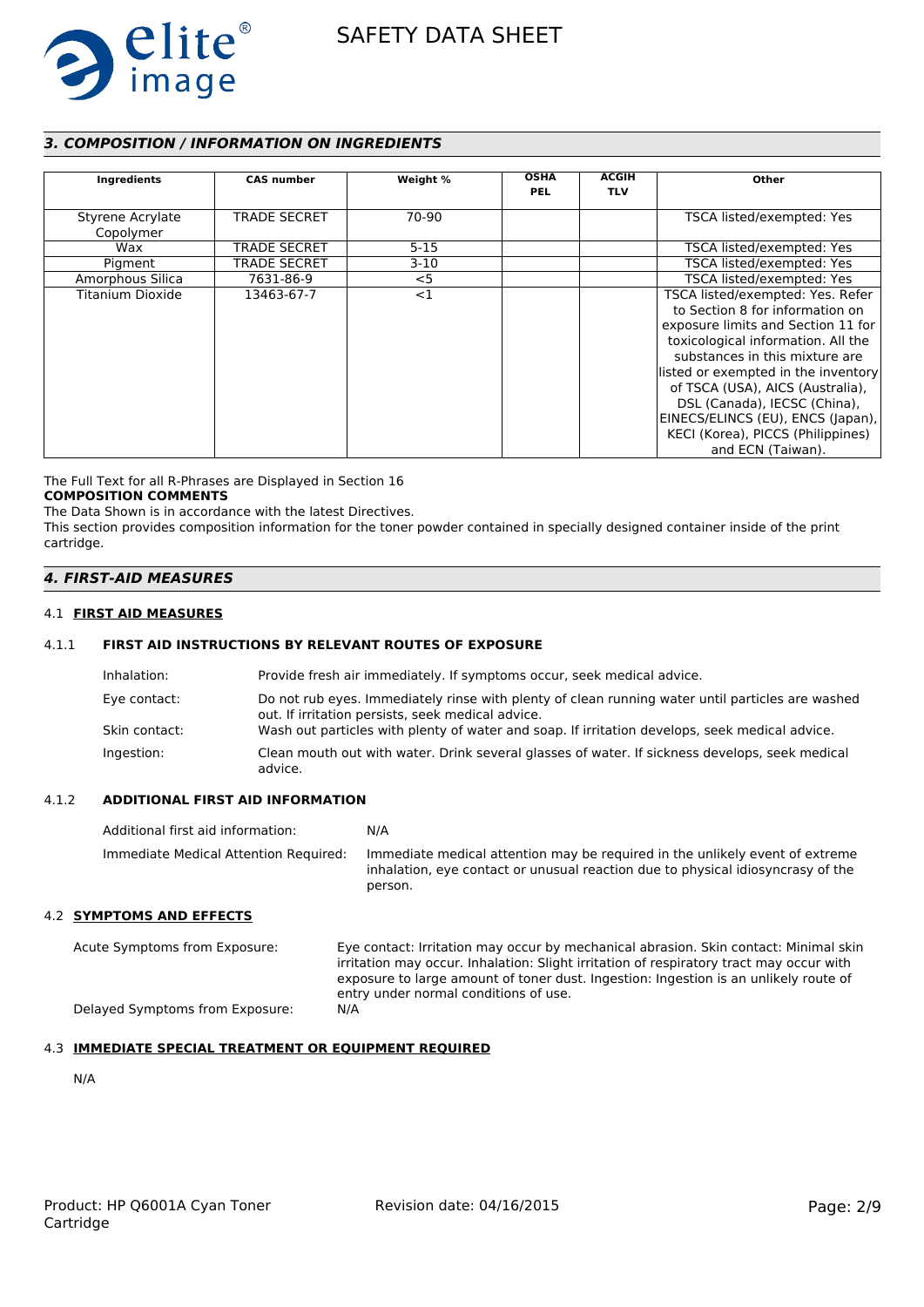## 3. COMPOSITION / INFORMATION ON INGREDIENTS

| Ingredients | CAS number | Weight % | OSHA PEL | ACGIH TLV | Other |
|---|---|---|---|---|---|
| Styrene Acrylate Copolymer | TRADE SECRET | 70-90 | | | TSCA listed/exempted: Yes |
| Wax | TRADE SECRET | 5-15 | | | TSCA listed/exempted: Yes |
| Pigment | TRADE SECRET | 3-10 | | | TSCA listed/exempted: Yes |
| Amorphous Silica | 7631-86-9 | <5 | | | TSCA listed/exempted: Yes |
| Titanium Dioxide | 13463-67-7 | <1 | | | TSCA listed/exempted: Yes. Refer to Section 8 for information on exposure limits and Section 11 for toxicological information. All the substances in this mixture are listed or exempted in the inventory of TSCA (USA), AICS (Australia), DSL (Canada), IECSC (China), EINECS/ELINCS (EU), ENCS (Japan), KECI (Korea), PICCS (Philippines) and ECN (Taiwan). |

The Full Text for all R-Phrases are Displayed in Section 16

**COMPOSITION COMMENTS**

The Data Shown is in accordance with the latest Directives.

This section provides composition information for the toner powder contained in specially designed container inside of the print cartridge.

## 4. FIRST-AID MEASURES

### 4.1 FIRST AID MEASURES

#### 4.1.1 FIRST AID INSTRUCTIONS BY RELEVANT ROUTES OF EXPOSURE

Inhalation: Provide fresh air immediately. If symptoms occur, seek medical advice.

Eye contact: Do not rub eyes. Immediately rinse with plenty of clean running water until particles are washed out. If irritation persists, seek medical advice.

Skin contact: Wash out particles with plenty of water and soap. If irritation develops, seek medical advice.

Ingestion: Clean mouth out with water. Drink several glasses of water. If sickness develops, seek medical advice.

#### 4.1.2 ADDITIONAL FIRST AID INFORMATION

Additional first aid information: N/A

Immediate Medical Attention Required: Immediate medical attention may be required in the unlikely event of extreme inhalation, eye contact or unusual reaction due to physical idiosyncrasy of the person.

### 4.2 SYMPTOMS AND EFFECTS

Acute Symptoms from Exposure: Eye contact: Irritation may occur by mechanical abrasion. Skin contact: Minimal skin irritation may occur. Inhalation: Slight irritation of respiratory tract may occur with exposure to large amount of toner dust. Ingestion: Ingestion is an unlikely route of entry under normal conditions of use.

Delayed Symptoms from Exposure: N/A

### 4.3 IMMEDIATE SPECIAL TREATMENT OR EQUIPMENT REQUIRED

N/A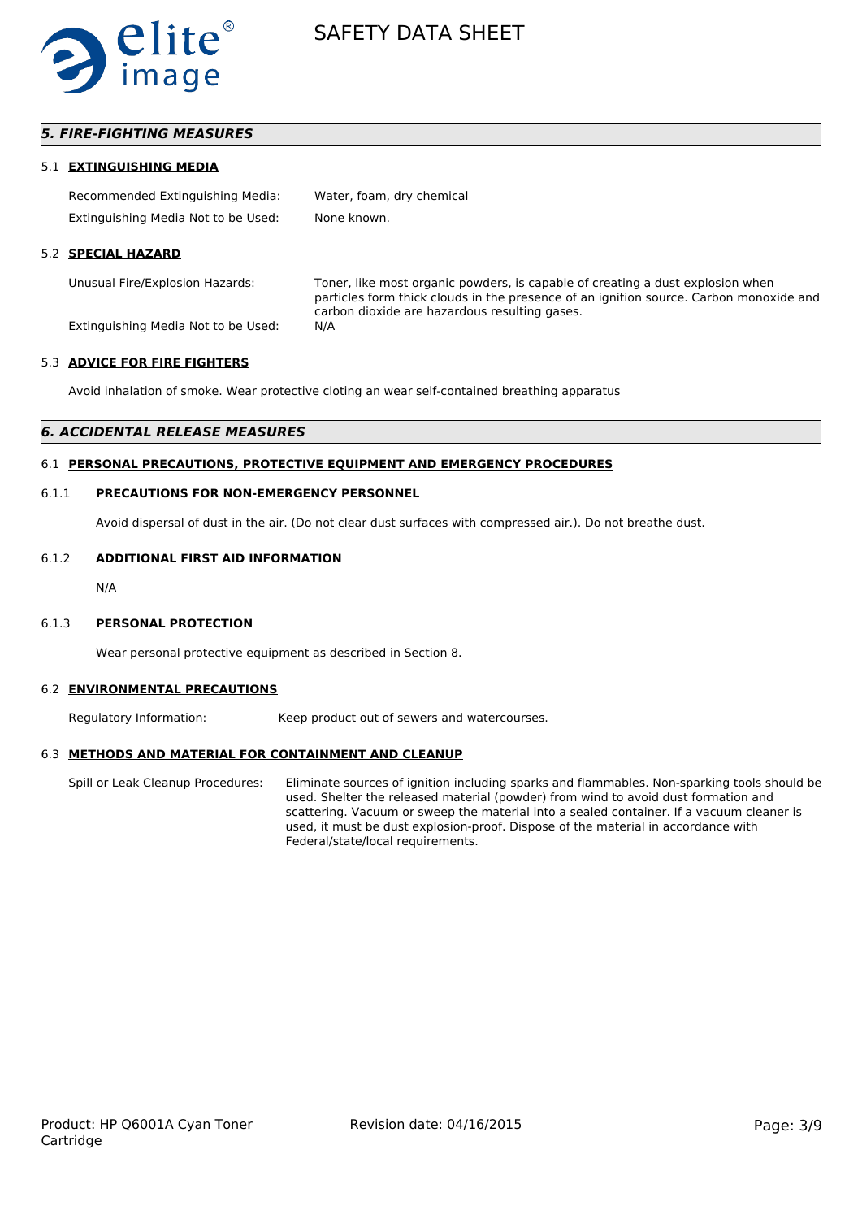## *5. FIRE-FIGHTING MEASURES*

### 5.1 EXTINGUISHING MEDIA

Recommended Extinguishing Media: Water, foam, dry chemical

Extinguishing Media Not to be Used: None known.

### 5.2 SPECIAL HAZARD

Unusual Fire/Explosion Hazards: Toner, like most organic powders, is capable of creating a dust explosion when particles form thick clouds in the presence of an ignition source. Carbon monoxide and carbon dioxide are hazardous resulting gases.

Extinguishing Media Not to be Used: N/A

### 5.3 ADVICE FOR FIRE FIGHTERS

Avoid inhalation of smoke. Wear protective cloting an wear self-contained breathing apparatus

## *6. ACCIDENTAL RELEASE MEASURES*

### 6.1 PERSONAL PRECAUTIONS, PROTECTIVE EQUIPMENT AND EMERGENCY PROCEDURES

#### 6.1.1 PRECAUTIONS FOR NON-EMERGENCY PERSONNEL

Avoid dispersal of dust in the air. (Do not clear dust surfaces with compressed air.). Do not breathe dust.

#### 6.1.2 ADDITIONAL FIRST AID INFORMATION

N/A

#### 6.1.3 PERSONAL PROTECTION

Wear personal protective equipment as described in Section 8.

### 6.2 ENVIRONMENTAL PRECAUTIONS

Regulatory Information: Keep product out of sewers and watercourses.

### 6.3 METHODS AND MATERIAL FOR CONTAINMENT AND CLEANUP

Spill or Leak Cleanup Procedures: Eliminate sources of ignition including sparks and flammables. Non-sparking tools should be used. Shelter the released material (powder) from wind to avoid dust formation and scattering. Vacuum or sweep the material into a sealed container. If a vacuum cleaner is used, it must be dust explosion-proof. Dispose of the material in accordance with Federal/state/local requirements.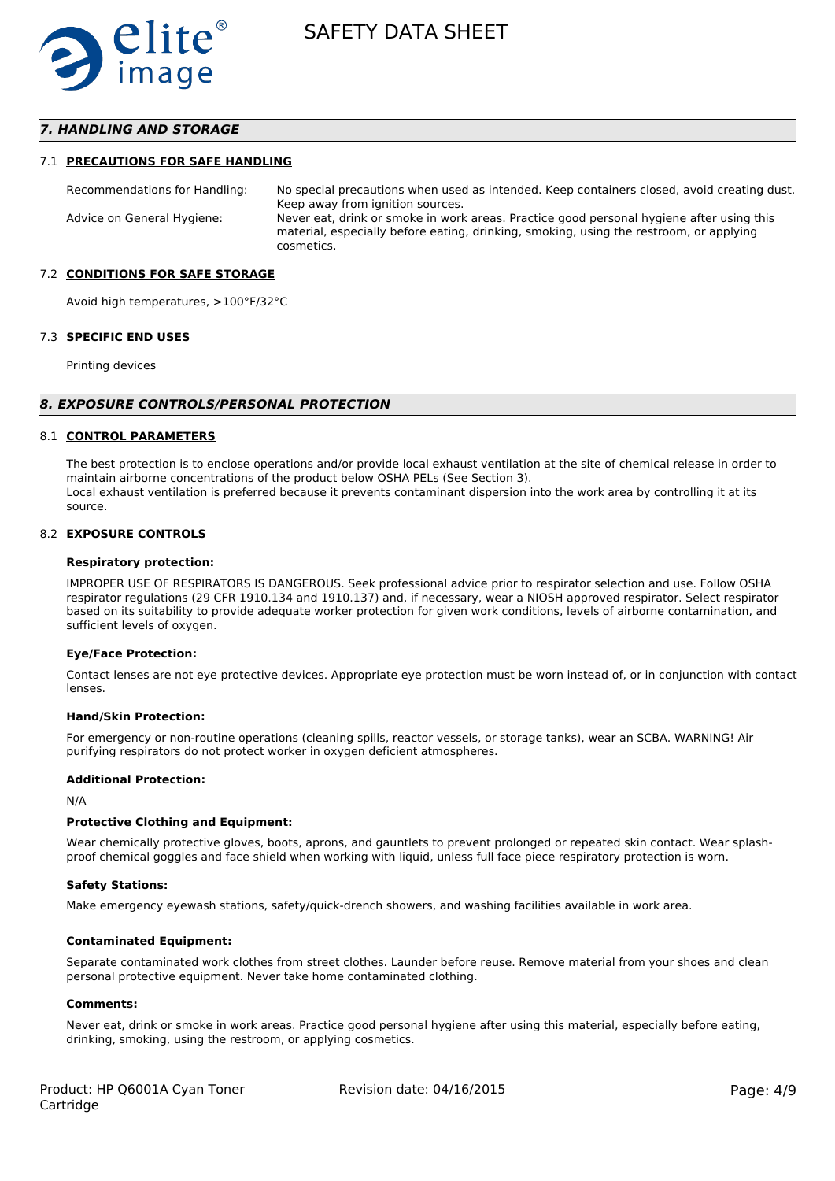## 7. HANDLING AND STORAGE

### 7.1 PRECAUTIONS FOR SAFE HANDLING

Recommendations for Handling: No special precautions when used as intended. Keep containers closed, avoid creating dust. Keep away from ignition sources.

Advice on General Hygiene: Never eat, drink or smoke in work areas. Practice good personal hygiene after using this material, especially before eating, drinking, smoking, using the restroom, or applying cosmetics.

### 7.2 CONDITIONS FOR SAFE STORAGE

Avoid high temperatures, >100°F/32°C

### 7.3 SPECIFIC END USES

Printing devices

## 8. EXPOSURE CONTROLS/PERSONAL PROTECTION

### 8.1 CONTROL PARAMETERS

The best protection is to enclose operations and/or provide local exhaust ventilation at the site of chemical release in order to maintain airborne concentrations of the product below OSHA PELs (See Section 3).
Local exhaust ventilation is preferred because it prevents contaminant dispersion into the work area by controlling it at its source.

### 8.2 EXPOSURE CONTROLS

**Respiratory protection:**

IMPROPER USE OF RESPIRATORS IS DANGEROUS. Seek professional advice prior to respirator selection and use. Follow OSHA respirator regulations (29 CFR 1910.134 and 1910.137) and, if necessary, wear a NIOSH approved respirator. Select respirator based on its suitability to provide adequate worker protection for given work conditions, levels of airborne contamination, and sufficient levels of oxygen.

**Eye/Face Protection:**

Contact lenses are not eye protective devices. Appropriate eye protection must be worn instead of, or in conjunction with contact lenses.

**Hand/Skin Protection:**

For emergency or non-routine operations (cleaning spills, reactor vessels, or storage tanks), wear an SCBA. WARNING! Air purifying respirators do not protect worker in oxygen deficient atmospheres.

**Additional Protection:**

N/A

**Protective Clothing and Equipment:**

Wear chemically protective gloves, boots, aprons, and gauntlets to prevent prolonged or repeated skin contact. Wear splash-proof chemical goggles and face shield when working with liquid, unless full face piece respiratory protection is worn.

**Safety Stations:**

Make emergency eyewash stations, safety/quick-drench showers, and washing facilities available in work area.

**Contaminated Equipment:**

Separate contaminated work clothes from street clothes. Launder before reuse. Remove material from your shoes and clean personal protective equipment. Never take home contaminated clothing.

**Comments:**

Never eat, drink or smoke in work areas. Practice good personal hygiene after using this material, especially before eating, drinking, smoking, using the restroom, or applying cosmetics.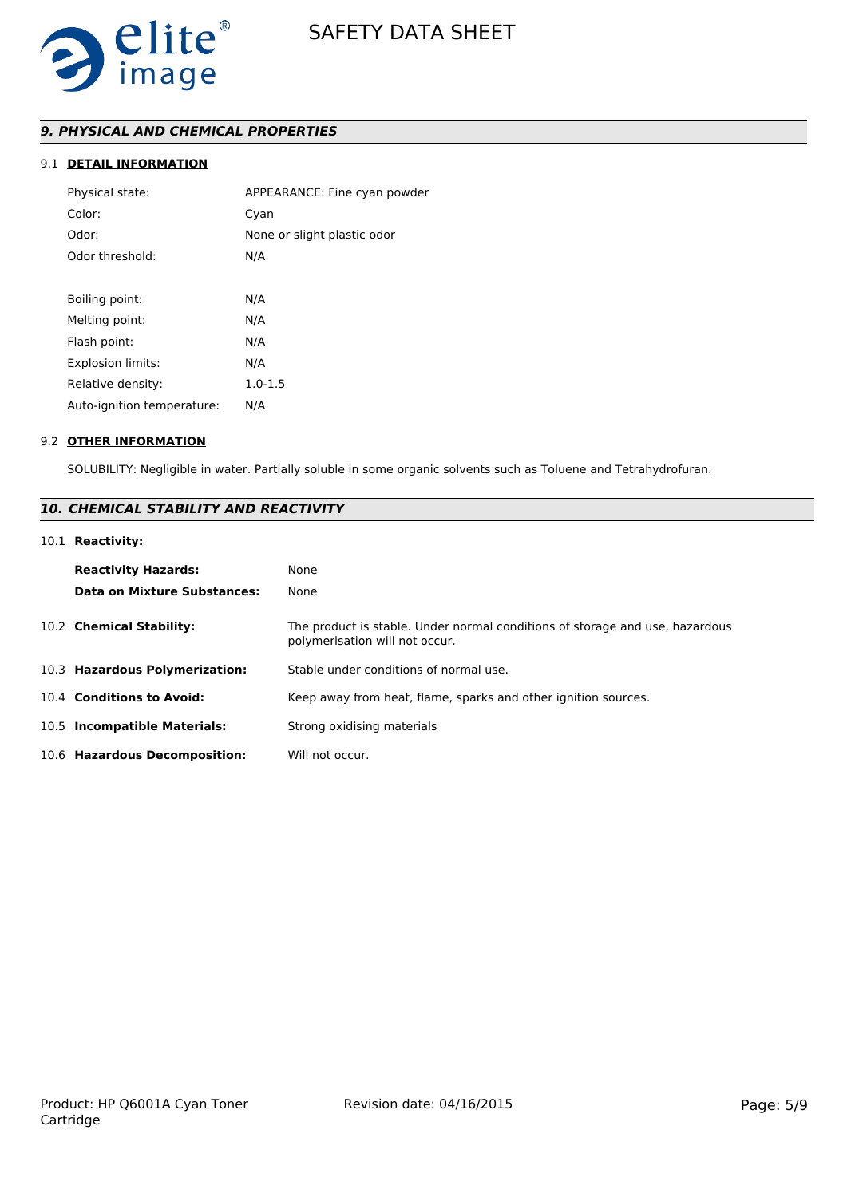## *9. PHYSICAL AND CHEMICAL PROPERTIES*

### 9.1 DETAIL INFORMATION

| | |
|---|---|
| Physical state: | APPEARANCE: Fine cyan powder |
| Color: | Cyan |
| Odor: | None or slight plastic odor |
| Odor threshold: | N/A |
| Boiling point: | N/A |
| Melting point: | N/A |
| Flash point: | N/A |
| Explosion limits: | N/A |
| Relative density: | 1.0-1.5 |
| Auto-ignition temperature: | N/A |

### 9.2 OTHER INFORMATION

SOLUBILITY: Negligible in water. Partially soluble in some organic solvents such as Toluene and Tetrahydrofuran.

## *10. CHEMICAL STABILITY AND REACTIVITY*

10.1 **Reactivity:**

| | |
|---|---|
| **Reactivity Hazards:** | None |
| **Data on Mixture Substances:** | None |

10.2 **Chemical Stability:** The product is stable. Under normal conditions of storage and use, hazardous polymerisation will not occur.

10.3 **Hazardous Polymerization:** Stable under conditions of normal use.

10.4 **Conditions to Avoid:** Keep away from heat, flame, sparks and other ignition sources.

10.5 **Incompatible Materials:** Strong oxidising materials

10.6 **Hazardous Decomposition:** Will not occur.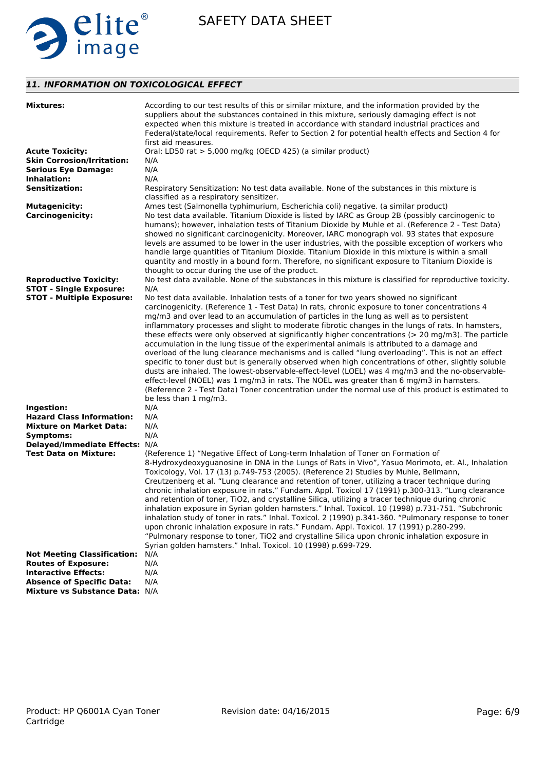## *11. INFORMATION ON TOXICOLOGICAL EFFECT*

**Mixtures:** According to our test results of this or similar mixture, and the information provided by the suppliers about the substances contained in this mixture, seriously damaging effect is not expected when this mixture is treated in accordance with standard industrial practices and Federal/state/local requirements. Refer to Section 2 for potential health effects and Section 4 for first aid measures.

**Acute Toxicity:** Oral: LD50 rat > 5,000 mg/kg (OECD 425) (a similar product)

**Skin Corrosion/Irritation:** N/A

**Serious Eye Damage:** N/A

**Inhalation:** N/A

**Sensitization:** Respiratory Sensitization: No test data available. None of the substances in this mixture is classified as a respiratory sensitizer.

**Mutagenicity:** Ames test (Salmonella typhimurium, Escherichia coli) negative. (a similar product)

**Carcinogenicity:** No test data available. Titanium Dioxide is listed by IARC as Group 2B (possibly carcinogenic to humans); however, inhalation tests of Titanium Dioxide by Muhle et al. (Reference 2 - Test Data) showed no significant carcinogenicity. Moreover, IARC monograph vol. 93 states that exposure levels are assumed to be lower in the user industries, with the possible exception of workers who handle large quantities of Titanium Dioxide. Titanium Dioxide in this mixture is within a small quantity and mostly in a bound form. Therefore, no significant exposure to Titanium Dioxide is thought to occur during the use of the product.

**Reproductive Toxicity:** No test data available. None of the substances in this mixture is classified for reproductive toxicity.

**STOT - Single Exposure:** N/A

**STOT - Multiple Exposure:** No test data available. Inhalation tests of a toner for two years showed no significant carcinogenicity. (Reference 1 - Test Data) In rats, chronic exposure to toner concentrations 4 mg/m3 and over lead to an accumulation of particles in the lung as well as to persistent inflammatory processes and slight to moderate fibrotic changes in the lungs of rats. In hamsters, these effects were only observed at significantly higher concentrations (> 20 mg/m3). The particle accumulation in the lung tissue of the experimental animals is attributed to a damage and overload of the lung clearance mechanisms and is called "lung overloading". This is not an effect specific to toner dust but is generally observed when high concentrations of other, slightly soluble dusts are inhaled. The lowest-observable-effect-level (LOEL) was 4 mg/m3 and the no-observable-effect-level (NOEL) was 1 mg/m3 in rats. The NOEL was greater than 6 mg/m3 in hamsters. (Reference 2 - Test Data) Toner concentration under the normal use of this product is estimated to be less than 1 mg/m3.

**Ingestion:** N/A

**Hazard Class Information:** N/A

**Mixture on Market Data:** N/A

**Symptoms:** N/A

**Delayed/Immediate Effects:** N/A

**Test Data on Mixture:** (Reference 1) "Negative Effect of Long-term Inhalation of Toner on Formation of 8-Hydroxydeoxyguanosine in DNA in the Lungs of Rats in Vivo", Yasuo Morimoto, et. Al., Inhalation Toxicology, Vol. 17 (13) p.749-753 (2005). (Reference 2) Studies by Muhle, Bellmann, Creutzenberg et al. "Lung clearance and retention of toner, utilizing a tracer technique during chronic inhalation exposure in rats." Fundam. Appl. Toxicol 17 (1991) p.300-313. "Lung clearance and retention of toner, TiO2, and crystalline Silica, utilizing a tracer technique during chronic inhalation exposure in Syrian golden hamsters." Inhal. Toxicol. 10 (1998) p.731-751. "Subchronic inhalation study of toner in rats." Inhal. Toxicol. 2 (1990) p.341-360. "Pulmonary response to toner upon chronic inhalation exposure in rats." Fundam. Appl. Toxicol. 17 (1991) p.280-299. "Pulmonary response to toner, TiO2 and crystalline Silica upon chronic inhalation exposure in Syrian golden hamsters." Inhal. Toxicol. 10 (1998) p.699-729.

**Not Meeting Classification:** N/A

**Routes of Exposure:** N/A

**Interactive Effects:** N/A

**Absence of Specific Data:** N/A

**Mixture vs Substance Data:** N/A

Product: HP Q6001A Cyan Toner Cartridge | Revision date: 04/16/2015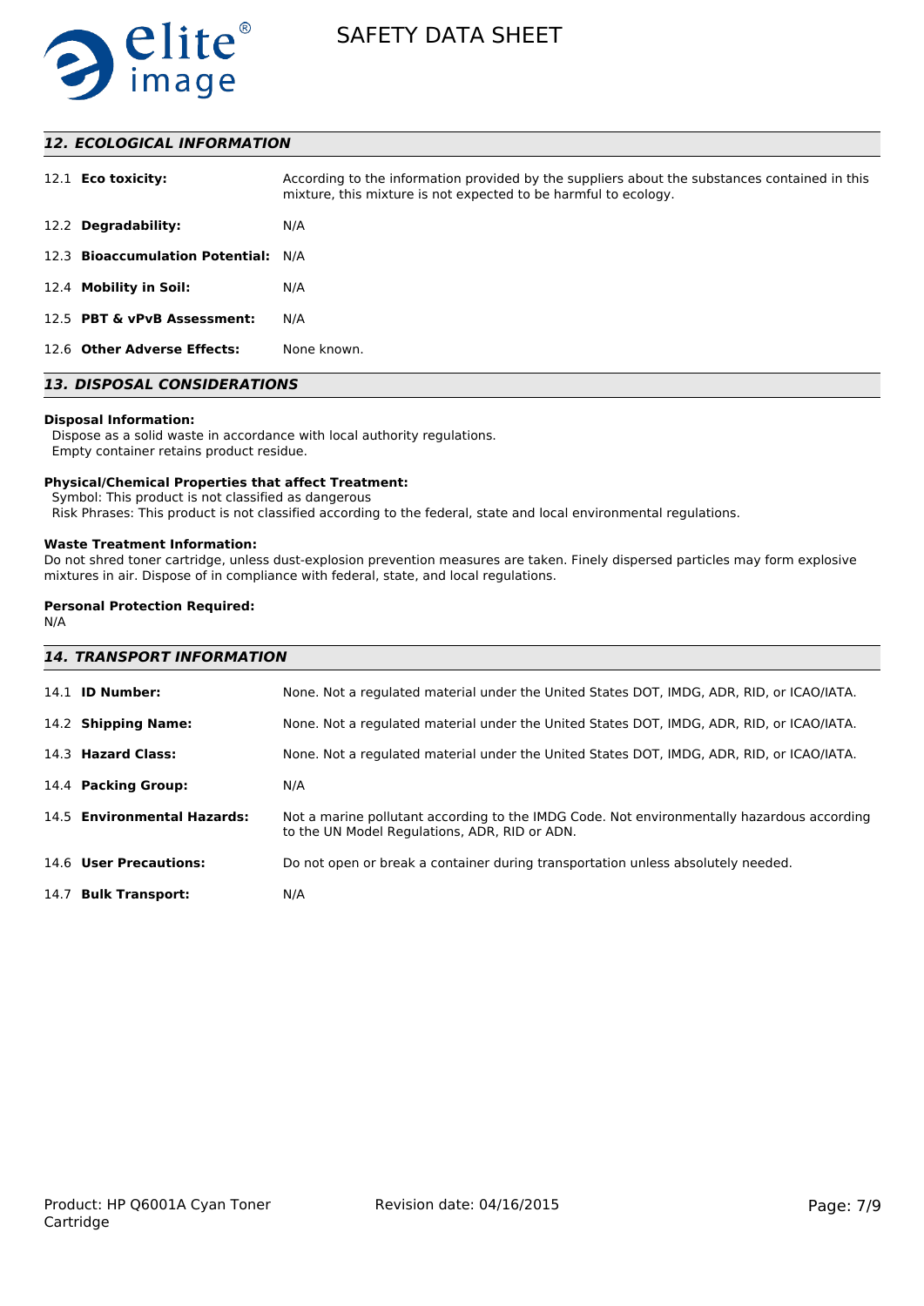## 12. ECOLOGICAL INFORMATION

| | |
|---|---|
| 12.1 **Eco toxicity:** | According to the information provided by the suppliers about the substances contained in this mixture, this mixture is not expected to be harmful to ecology. |
| 12.2 **Degradability:** | N/A |
| 12.3 **Bioaccumulation Potential:** | N/A |
| 12.4 **Mobility in Soil:** | N/A |
| 12.5 **PBT & vPvB Assessment:** | N/A |
| 12.6 **Other Adverse Effects:** | None known. |

## 13. DISPOSAL CONSIDERATIONS

**Disposal Information:**

Dispose as a solid waste in accordance with local authority regulations.
Empty container retains product residue.

**Physical/Chemical Properties that affect Treatment:**

Symbol: This product is not classified as dangerous
Risk Phrases: This product is not classified according to the federal, state and local environmental regulations.

**Waste Treatment Information:**

Do not shred toner cartridge, unless dust-explosion prevention measures are taken. Finely dispersed particles may form explosive mixtures in air. Dispose of in compliance with federal, state, and local regulations.

**Personal Protection Required:**

N/A

## 14. TRANSPORT INFORMATION

| | |
|---|---|
| 14.1 **ID Number:** | None. Not a regulated material under the United States DOT, IMDG, ADR, RID, or ICAO/IATA. |
| 14.2 **Shipping Name:** | None. Not a regulated material under the United States DOT, IMDG, ADR, RID, or ICAO/IATA. |
| 14.3 **Hazard Class:** | None. Not a regulated material under the United States DOT, IMDG, ADR, RID, or ICAO/IATA. |
| 14.4 **Packing Group:** | N/A |
| 14.5 **Environmental Hazards:** | Not a marine pollutant according to the IMDG Code. Not environmentally hazardous according to the UN Model Regulations, ADR, RID or ADN. |
| 14.6 **User Precautions:** | Do not open or break a container during transportation unless absolutely needed. |
| 14.7 **Bulk Transport:** | N/A |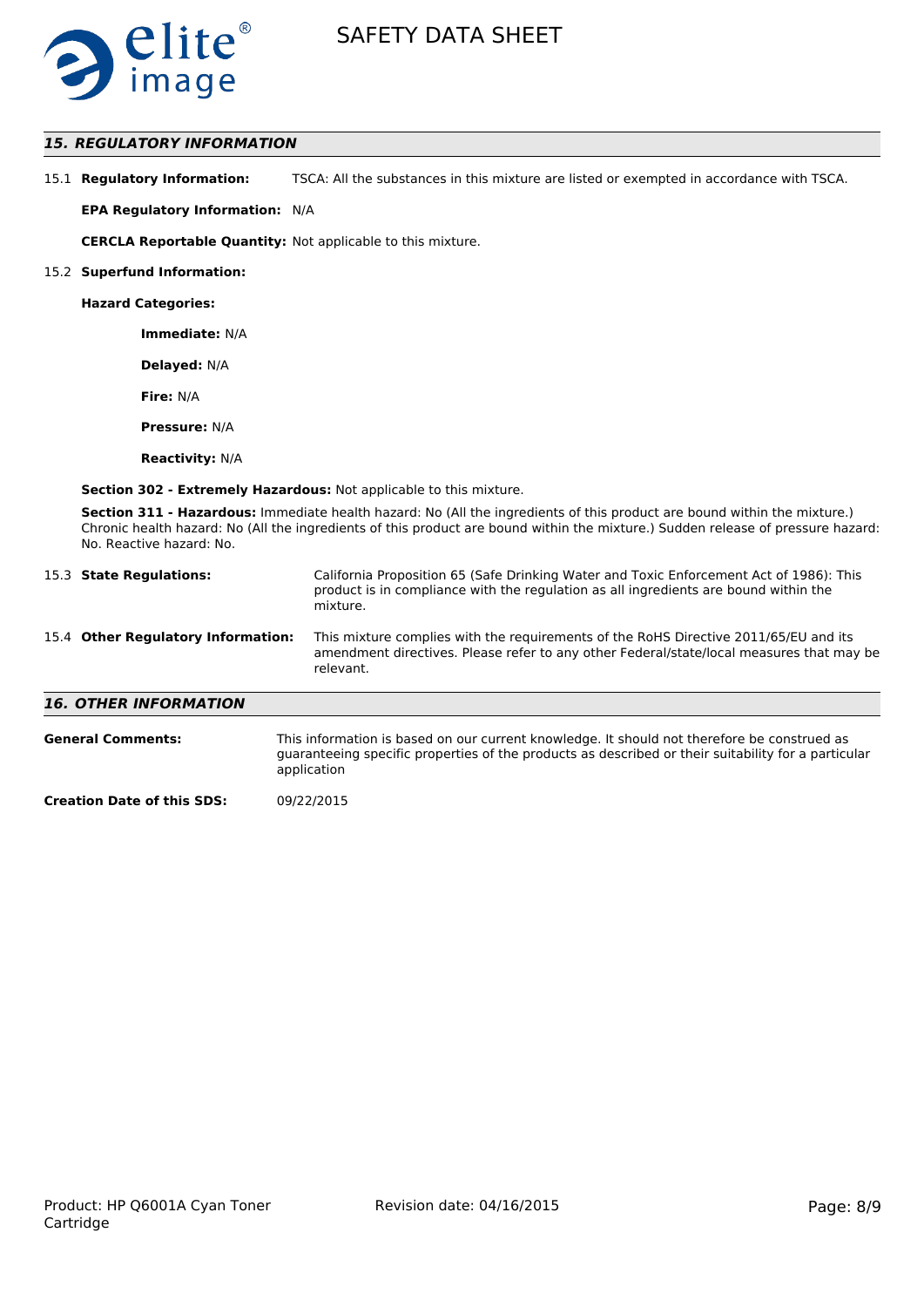## 15. REGULATORY INFORMATION

15.1 **Regulatory Information:** TSCA: All the substances in this mixture are listed or exempted in accordance with TSCA.

**EPA Regulatory Information:** N/A

**CERCLA Reportable Quantity:** Not applicable to this mixture.

15.2 **Superfund Information:**

**Hazard Categories:**

**Immediate:** N/A

**Delayed:** N/A

**Fire:** N/A

**Pressure:** N/A

**Reactivity:** N/A

**Section 302 - Extremely Hazardous:** Not applicable to this mixture.

**Section 311 - Hazardous:** Immediate health hazard: No (All the ingredients of this product are bound within the mixture.) Chronic health hazard: No (All the ingredients of this product are bound within the mixture.) Sudden release of pressure hazard: No. Reactive hazard: No.

15.3 **State Regulations:** California Proposition 65 (Safe Drinking Water and Toxic Enforcement Act of 1986): This product is in compliance with the regulation as all ingredients are bound within the mixture.

15.4 **Other Regulatory Information:** This mixture complies with the requirements of the RoHS Directive 2011/65/EU and its amendment directives. Please refer to any other Federal/state/local measures that may be relevant.

## 16. OTHER INFORMATION

**General Comments:** This information is based on our current knowledge. It should not therefore be construed as guaranteeing specific properties of the products as described or their suitability for a particular application

**Creation Date of this SDS:** 09/22/2015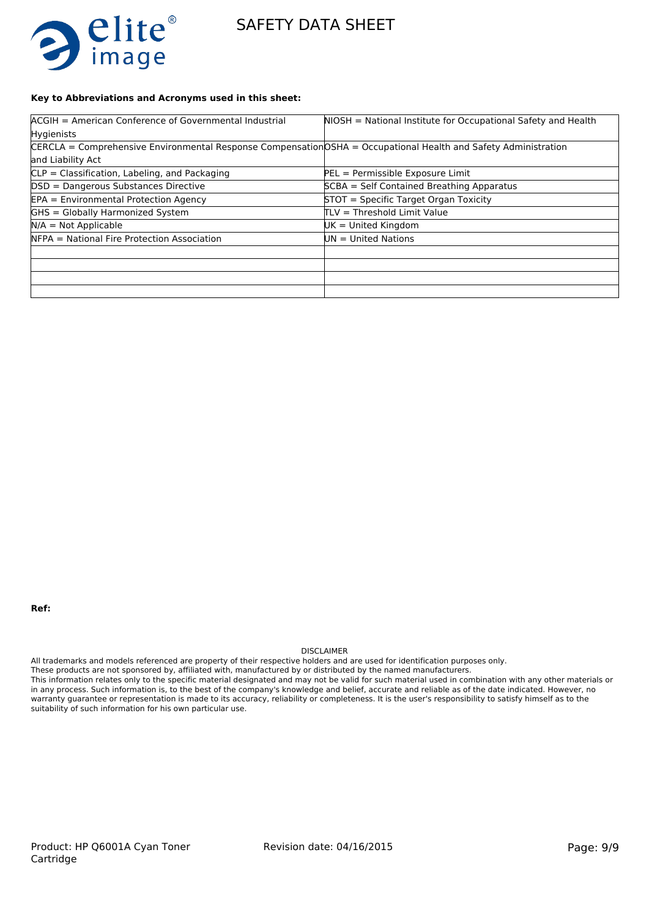**Key to Abbreviations and Acronyms used in this sheet:**

| | |
|---|---|
| ACGIH = American Conference of Governmental Industrial Hygienists | NIOSH = National Institute for Occupational Safety and Health |
| CERCLA = Comprehensive Environmental Response Compensation and Liability Act | OSHA = Occupational Health and Safety Administration |
| CLP = Classification, Labeling, and Packaging | PEL = Permissible Exposure Limit |
| DSD = Dangerous Substances Directive | SCBA = Self Contained Breathing Apparatus |
| EPA = Environmental Protection Agency | STOT = Specific Target Organ Toxicity |
| GHS = Globally Harmonized System | TLV = Threshold Limit Value |
| N/A = Not Applicable | UK = United Kingdom |
| NFPA = National Fire Protection Association | UN = United Nations |
| | |
| | |
| | |
| | |

**Ref:**

DISCLAIMER

All trademarks and models referenced are property of their respective holders and are used for identification purposes only.
These products are not sponsored by, affiliated with, manufactured by or distributed by the named manufacturers.
This information relates only to the specific material designated and may not be valid for such material used in combination with any other materials or in any process. Such information is, to the best of the company's knowledge and belief, accurate and reliable as of the date indicated. However, no warranty guarantee or representation is made to its accuracy, reliability or completeness. It is the user's responsibility to satisfy himself as to the suitability of such information for his own particular use.